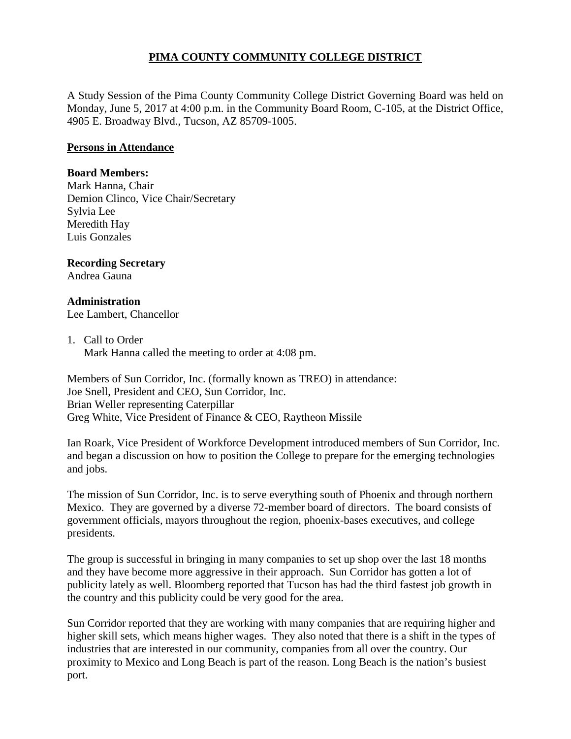# PIMA COUNTY COMMUNITY COLLEGE DISTRICT

A Study Session of the Pima County Community College District Governing Board was held on Monday, June 5, 2017 at 4:00 p.m. in the Community Board Room, C-105, at the District Office, 4905 E. Broadway Blvd., Tucson, AZ 85709-1005.

## Persons in Attendance

**Board Members:**
Mark Hanna, Chair
Demion Clinco, Vice Chair/Secretary
Sylvia Lee
Meredith Hay
Luis Gonzales

**Recording Secretary**
Andrea Gauna

**Administration**
Lee Lambert, Chancellor

1. Call to Order
   Mark Hanna called the meeting to order at 4:08 pm.

Members of Sun Corridor, Inc. (formally known as TREO) in attendance:
Joe Snell, President and CEO, Sun Corridor, Inc.
Brian Weller representing Caterpillar
Greg White, Vice President of Finance & CEO, Raytheon Missile

Ian Roark, Vice President of Workforce Development introduced members of Sun Corridor, Inc. and began a discussion on how to position the College to prepare for the emerging technologies and jobs.

The mission of Sun Corridor, Inc. is to serve everything south of Phoenix and through northern Mexico. They are governed by a diverse 72-member board of directors. The board consists of government officials, mayors throughout the region, phoenix-bases executives, and college presidents.

The group is successful in bringing in many companies to set up shop over the last 18 months and they have become more aggressive in their approach. Sun Corridor has gotten a lot of publicity lately as well. Bloomberg reported that Tucson has had the third fastest job growth in the country and this publicity could be very good for the area.

Sun Corridor reported that they are working with many companies that are requiring higher and higher skill sets, which means higher wages. They also noted that there is a shift in the types of industries that are interested in our community, companies from all over the country. Our proximity to Mexico and Long Beach is part of the reason. Long Beach is the nation's busiest port.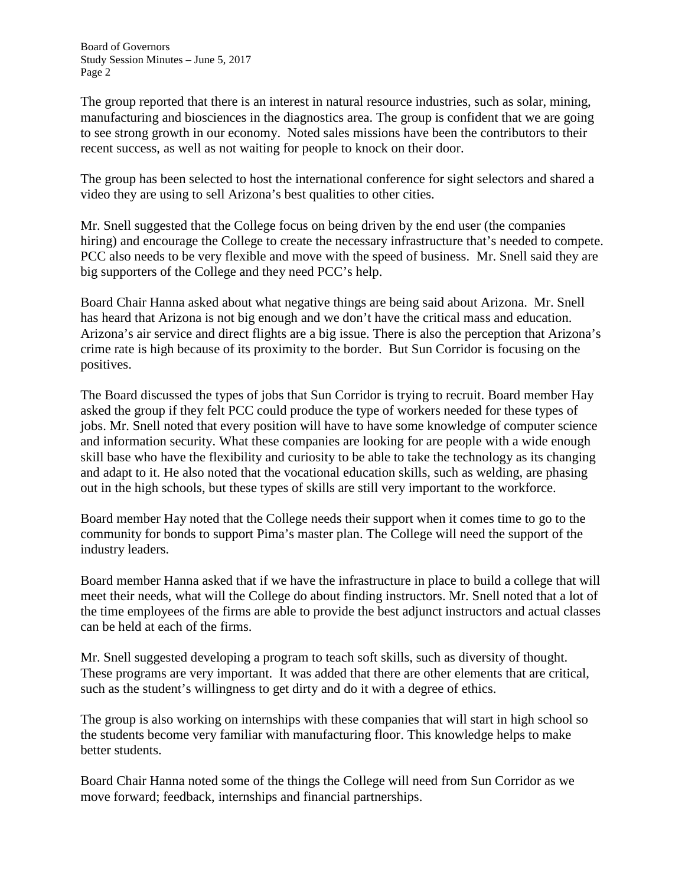The group reported that there is an interest in natural resource industries, such as solar, mining, manufacturing and biosciences in the diagnostics area. The group is confident that we are going to see strong growth in our economy. Noted sales missions have been the contributors to their recent success, as well as not waiting for people to knock on their door.

The group has been selected to host the international conference for sight selectors and shared a video they are using to sell Arizona's best qualities to other cities.

Mr. Snell suggested that the College focus on being driven by the end user (the companies hiring) and encourage the College to create the necessary infrastructure that's needed to compete. PCC also needs to be very flexible and move with the speed of business. Mr. Snell said they are big supporters of the College and they need PCC's help.

Board Chair Hanna asked about what negative things are being said about Arizona. Mr. Snell has heard that Arizona is not big enough and we don't have the critical mass and education. Arizona's air service and direct flights are a big issue. There is also the perception that Arizona's crime rate is high because of its proximity to the border. But Sun Corridor is focusing on the positives.

The Board discussed the types of jobs that Sun Corridor is trying to recruit. Board member Hay asked the group if they felt PCC could produce the type of workers needed for these types of jobs. Mr. Snell noted that every position will have to have some knowledge of computer science and information security. What these companies are looking for are people with a wide enough skill base who have the flexibility and curiosity to be able to take the technology as its changing and adapt to it. He also noted that the vocational education skills, such as welding, are phasing out in the high schools, but these types of skills are still very important to the workforce.

Board member Hay noted that the College needs their support when it comes time to go to the community for bonds to support Pima's master plan. The College will need the support of the industry leaders.

Board member Hanna asked that if we have the infrastructure in place to build a college that will meet their needs, what will the College do about finding instructors. Mr. Snell noted that a lot of the time employees of the firms are able to provide the best adjunct instructors and actual classes can be held at each of the firms.

Mr. Snell suggested developing a program to teach soft skills, such as diversity of thought. These programs are very important. It was added that there are other elements that are critical, such as the student's willingness to get dirty and do it with a degree of ethics.

The group is also working on internships with these companies that will start in high school so the students become very familiar with manufacturing floor. This knowledge helps to make better students.

Board Chair Hanna noted some of the things the College will need from Sun Corridor as we move forward; feedback, internships and financial partnerships.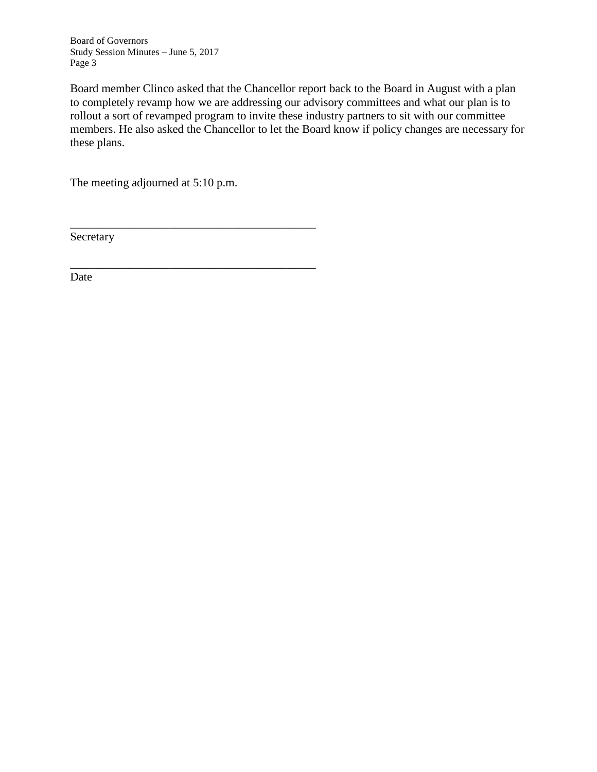Board member Clinco asked that the Chancellor report back to the Board in August with a plan to completely revamp how we are addressing our advisory committees and what our plan is to rollout a sort of revamped program to invite these industry partners to sit with our committee members. He also asked the Chancellor to let the Board know if policy changes are necessary for these plans.

The meeting adjourned at 5:10 p.m.

_________________________________________
Secretary

_________________________________________
Date